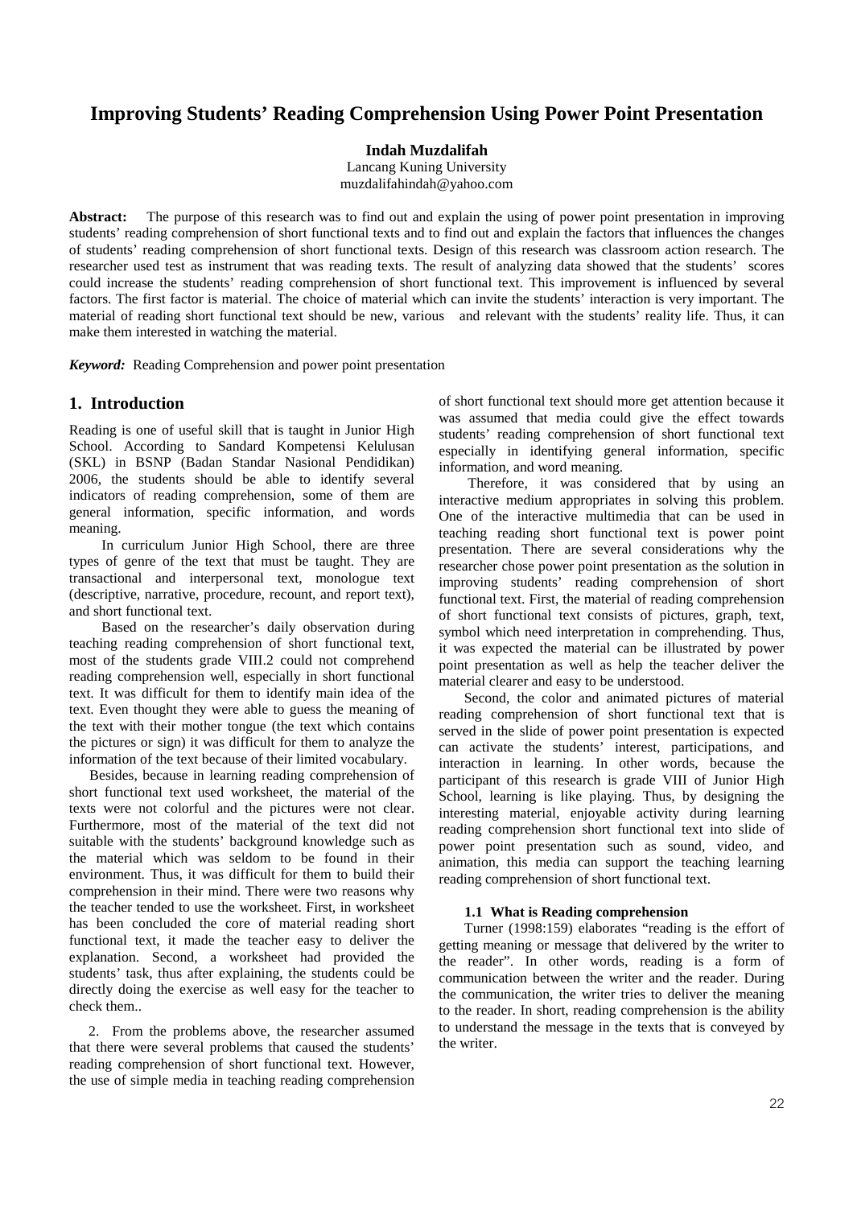# Improving Students' Reading Comprehension Using Power Point Presentation

**Indah Muzdalifah**

Lancang Kuning University

muzdalifahindah@yahoo.com

**Abstract:** The purpose of this research was to find out and explain the using of power point presentation in improving students' reading comprehension of short functional texts and to find out and explain the factors that influences the changes of students' reading comprehension of short functional texts. Design of this research was classroom action research. The researcher used test as instrument that was reading texts. The result of analyzing data showed that the students' scores could increase the students' reading comprehension of short functional text. This improvement is influenced by several factors. The first factor is material. The choice of material which can invite the students' interaction is very important. The material of reading short functional text should be new, various and relevant with the students' reality life. Thus, it can make them interested in watching the material.

***Keyword:*** Reading Comprehension and power point presentation

## 1. Introduction

Reading is one of useful skill that is taught in Junior High School. According to Sandard Kompetensi Kelulusan (SKL) in BSNP (Badan Standar Nasional Pendidikan) 2006, the students should be able to identify several indicators of reading comprehension, some of them are general information, specific information, and words meaning.

In curriculum Junior High School, there are three types of genre of the text that must be taught. They are transactional and interpersonal text, monologue text (descriptive, narrative, procedure, recount, and report text), and short functional text.

Based on the researcher's daily observation during teaching reading comprehension of short functional text, most of the students grade VIII.2 could not comprehend reading comprehension well, especially in short functional text. It was difficult for them to identify main idea of the text. Even thought they were able to guess the meaning of the text with their mother tongue (the text which contains the pictures or sign) it was difficult for them to analyze the information of the text because of their limited vocabulary.

Besides, because in learning reading comprehension of short functional text used worksheet, the material of the texts were not colorful and the pictures were not clear. Furthermore, most of the material of the text did not suitable with the students' background knowledge such as the material which was seldom to be found in their environment. Thus, it was difficult for them to build their comprehension in their mind. There were two reasons why the teacher tended to use the worksheet. First, in worksheet has been concluded the core of material reading short functional text, it made the teacher easy to deliver the explanation. Second, a worksheet had provided the students' task, thus after explaining, the students could be directly doing the exercise as well easy for the teacher to check them..

2. From the problems above, the researcher assumed that there were several problems that caused the students' reading comprehension of short functional text. However, the use of simple media in teaching reading comprehension of short functional text should more get attention because it was assumed that media could give the effect towards students' reading comprehension of short functional text especially in identifying general information, specific information, and word meaning.

Therefore, it was considered that by using an interactive medium appropriates in solving this problem. One of the interactive multimedia that can be used in teaching reading short functional text is power point presentation. There are several considerations why the researcher chose power point presentation as the solution in improving students' reading comprehension of short functional text. First, the material of reading comprehension of short functional text consists of pictures, graph, text, symbol which need interpretation in comprehending. Thus, it was expected the material can be illustrated by power point presentation as well as help the teacher deliver the material clearer and easy to be understood.

Second, the color and animated pictures of material reading comprehension of short functional text that is served in the slide of power point presentation is expected can activate the students' interest, participations, and interaction in learning. In other words, because the participant of this research is grade VIII of Junior High School, learning is like playing. Thus, by designing the interesting material, enjoyable activity during learning reading comprehension short functional text into slide of power point presentation such as sound, video, and animation, this media can support the teaching learning reading comprehension of short functional text.

### 1.1 What is Reading comprehension

Turner (1998:159) elaborates "reading is the effort of getting meaning or message that delivered by the writer to the reader". In other words, reading is a form of communication between the writer and the reader. During the communication, the writer tries to deliver the meaning to the reader. In short, reading comprehension is the ability to understand the message in the texts that is conveyed by the writer.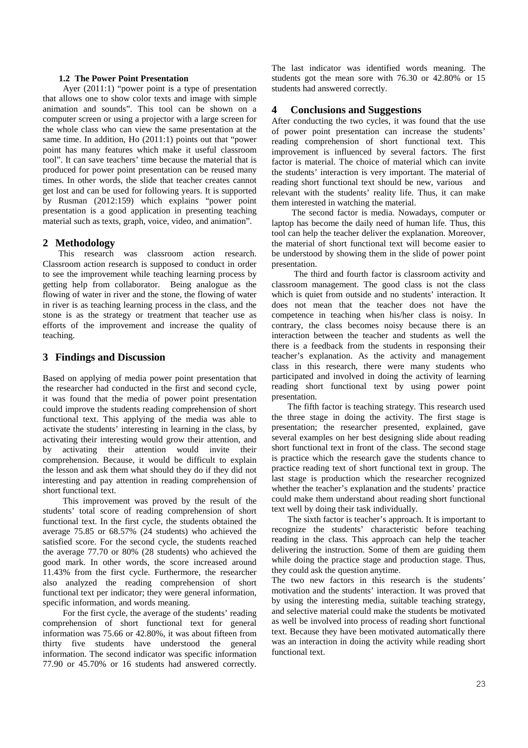### 1.2 The Power Point Presentation

Ayer (2011:1) "power point is a type of presentation that allows one to show color texts and image with simple animation and sounds". This tool can be shown on a computer screen or using a projector with a large screen for the whole class who can view the same presentation at the same time. In addition, Ho (2011:1) points out that "power point has many features which make it useful classroom tool". It can save teachers' time because the material that is produced for power point presentation can be reused many times. In other words, the slide that teacher creates cannot get lost and can be used for following years. It is supported by Rusman (2012:159) which explains "power point presentation is a good application in presenting teaching material such as texts, graph, voice, video, and animation".

## 2 Methodology

This research was classroom action research. Classroom action research is supposed to conduct in order to see the improvement while teaching learning process by getting help from collaborator. Being analogue as the flowing of water in river and the stone, the flowing of water in river is as teaching learning process in the class, and the stone is as the strategy or treatment that teacher use as efforts of the improvement and increase the quality of teaching.

## 3 Findings and Discussion

Based on applying of media power point presentation that the researcher had conducted in the first and second cycle, it was found that the media of power point presentation could improve the students reading comprehension of short functional text. This applying of the media was able to activate the students' interesting in learning in the class, by activating their interesting would grow their attention, and by activating their attention would invite their comprehension. Because, it would be difficult to explain the lesson and ask them what should they do if they did not interesting and pay attention in reading comprehension of short functional text.

This improvement was proved by the result of the students' total score of reading comprehension of short functional text. In the first cycle, the students obtained the average 75.85 or 68.57% (24 students) who achieved the satisfied score. For the second cycle, the students reached the average 77.70 or 80% (28 students) who achieved the good mark. In other words, the score increased around 11.43% from the first cycle. Furthermore, the researcher also analyzed the reading comprehension of short functional text per indicator; they were general information, specific information, and words meaning.

For the first cycle, the average of the students' reading comprehension of short functional text for general information was 75.66 or 42.80%, it was about fifteen from thirty five students have understood the general information. The second indicator was specific information 77.90 or 45.70% or 16 students had answered correctly. The last indicator was identified words meaning. The students got the mean sore with 76.30 or 42.80% or 15 students had answered correctly.

## 4 Conclusions and Suggestions

After conducting the two cycles, it was found that the use of power point presentation can increase the students' reading comprehension of short functional text. This improvement is influenced by several factors. The first factor is material. The choice of material which can invite the students' interaction is very important. The material of reading short functional text should be new, various and relevant with the students' reality life. Thus, it can make them interested in watching the material.

The second factor is media. Nowadays, computer or laptop has become the daily need of human life. Thus, this tool can help the teacher deliver the explanation. Moreover, the material of short functional text will become easier to be understood by showing them in the slide of power point presentation.

The third and fourth factor is classroom activity and classroom management. The good class is not the class which is quiet from outside and no students' interaction. It does not mean that the teacher does not have the competence in teaching when his/her class is noisy. In contrary, the class becomes noisy because there is an interaction between the teacher and students as well the there is a feedback from the students in responsing their teacher's explanation. As the activity and management class in this research, there were many students who participated and involved in doing the activity of learning reading short functional text by using power point presentation.

The fifth factor is teaching strategy. This research used the three stage in doing the activity. The first stage is presentation; the researcher presented, explained, gave several examples on her best designing slide about reading short functional text in front of the class. The second stage is practice which the research gave the students chance to practice reading text of short functional text in group. The last stage is production which the researcher recognized whether the teacher's explanation and the students' practice could make them understand about reading short functional text well by doing their task individually.

The sixth factor is teacher's approach. It is important to recognize the students' characteristic before teaching reading in the class. This approach can help the teacher delivering the instruction. Some of them are guiding them while doing the practice stage and production stage. Thus, they could ask the question anytime.

The two new factors in this research is the students' motivation and the students' interaction. It was proved that by using the interesting media, suitable teaching strategy, and selective material could make the students be motivated as well be involved into process of reading short functional text. Because they have been motivated automatically there was an interaction in doing the activity while reading short functional text.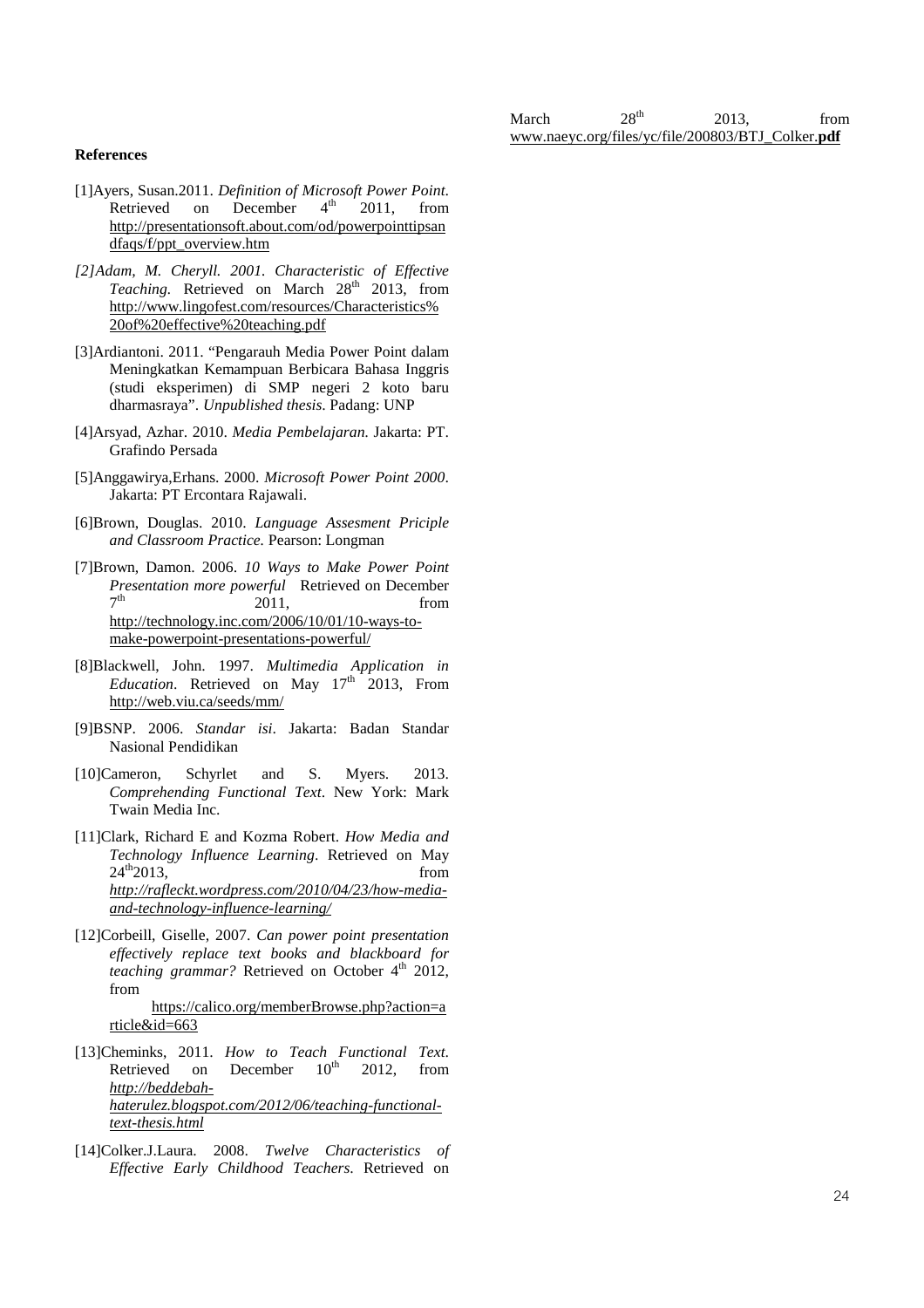## References

[1]Ayers, Susan.2011. *Definition of Microsoft Power Point*. Retrieved on December 4th 2011, from http://presentationsoft.about.com/od/powerpointtipsandfaqs/f/ppt_overview.htm

*[2]Adam, M. Cheryll. 2001. Characteristic of Effective Teaching.* Retrieved on March 28th 2013, from http://www.lingofest.com/resources/Characteristics%20of%20effective%20teaching.pdf

[3]Ardiantoni. 2011. "Pengarauh Media Power Point dalam Meningkatkan Kemampuan Berbicara Bahasa Inggris (studi eksperimen) di SMP negeri 2 koto baru dharmasraya". *Unpublished thesis*. Padang: UNP

[4]Arsyad, Azhar. 2010. *Media Pembelajaran.* Jakarta: PT. Grafindo Persada

[5]Anggawirya,Erhans. 2000. *Microsoft Power Point 2000*. Jakarta: PT Ercontara Rajawali.

[6]Brown, Douglas. 2010. *Language Assesment Priciple and Classroom Practice.* Pearson: Longman

[7]Brown, Damon. 2006. *10 Ways to Make Power Point Presentation more powerful* Retrieved on December 7th 2011, from http://technology.inc.com/2006/10/01/10-ways-to-make-powerpoint-presentations-powerful/

[8]Blackwell, John. 1997. *Multimedia Application in Education*. Retrieved on May 17th 2013, From http://web.viu.ca/seeds/mm/

[9]BSNP. 2006. *Standar isi*. Jakarta: Badan Standar Nasional Pendidikan

[10]Cameron, Schyrlet and S. Myers. 2013. *Comprehending Functional Text*. New York: Mark Twain Media Inc.

[11]Clark, Richard E and Kozma Robert. *How Media and Technology Influence Learning*. Retrieved on May 24th2013, from *http://rafleckt.wordpress.com/2010/04/23/how-media-and-technology-influence-learning/*

[12]Corbeill, Giselle, 2007. *Can power point presentation effectively replace text books and blackboard for teaching grammar?* Retrieved on October 4th 2012, from https://calico.org/memberBrowse.php?action=article&id=663

[13]Cheminks, 2011. *How to Teach Functional Text.* Retrieved on December 10th 2012, from *http://beddebah-haterulez.blogspot.com/2012/06/teaching-functional-text-thesis.html*

[14]Colker.J.Laura. 2008. *Twelve Characteristics of Effective Early Childhood Teachers*. Retrieved on March 28th 2013, from www.naeyc.org/files/yc/file/200803/BTJ_Colker.**pdf**